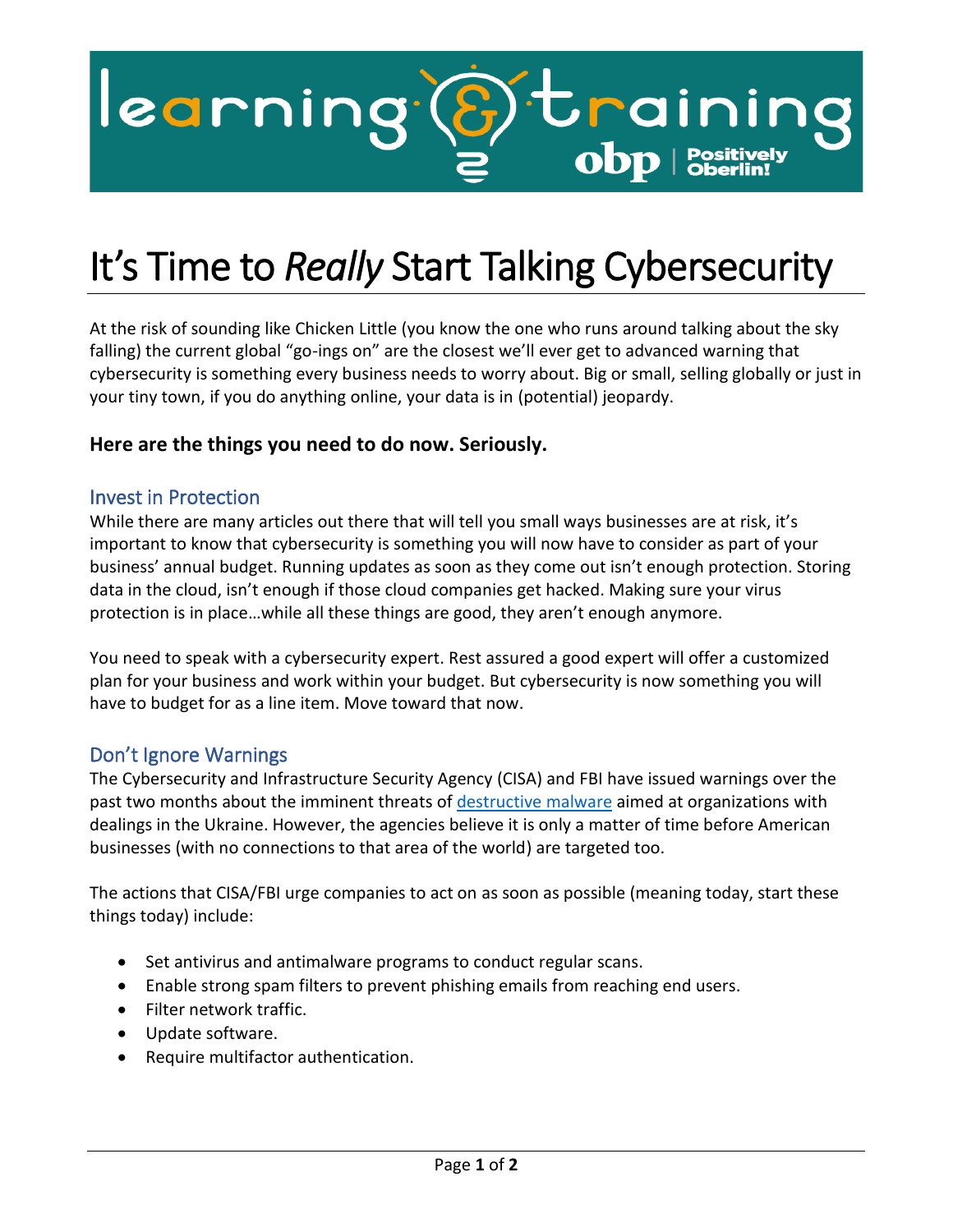# It's Time to *Really* Start Talking Cybersecurity

At the risk of sounding like Chicken Little (you know the one who runs around talking about the sky falling) the current global "go-ings on" are the closest we'll ever get to advanced warning that cybersecurity is something every business needs to worry about. Big or small, selling globally or just in your tiny town, if you do anything online, your data is in (potential) jeopardy.

**Here are the things you need to do now. Seriously.**

## Invest in Protection

While there are many articles out there that will tell you small ways businesses are at risk, it's important to know that cybersecurity is something you will now have to consider as part of your business' annual budget. Running updates as soon as they come out isn't enough protection. Storing data in the cloud, isn't enough if those cloud companies get hacked. Making sure your virus protection is in place…while all these things are good, they aren't enough anymore.

You need to speak with a cybersecurity expert. Rest assured a good expert will offer a customized plan for your business and work within your budget. But cybersecurity is now something you will have to budget for as a line item. Move toward that now.

## Don't Ignore Warnings

The Cybersecurity and Infrastructure Security Agency (CISA) and FBI have issued warnings over the past two months about the imminent threats of destructive malware aimed at organizations with dealings in the Ukraine. However, the agencies believe it is only a matter of time before American businesses (with no connections to that area of the world) are targeted too.

The actions that CISA/FBI urge companies to act on as soon as possible (meaning today, start these things today) include:

- Set antivirus and antimalware programs to conduct regular scans.
- Enable strong spam filters to prevent phishing emails from reaching end users.
- Filter network traffic.
- Update software.
- Require multifactor authentication.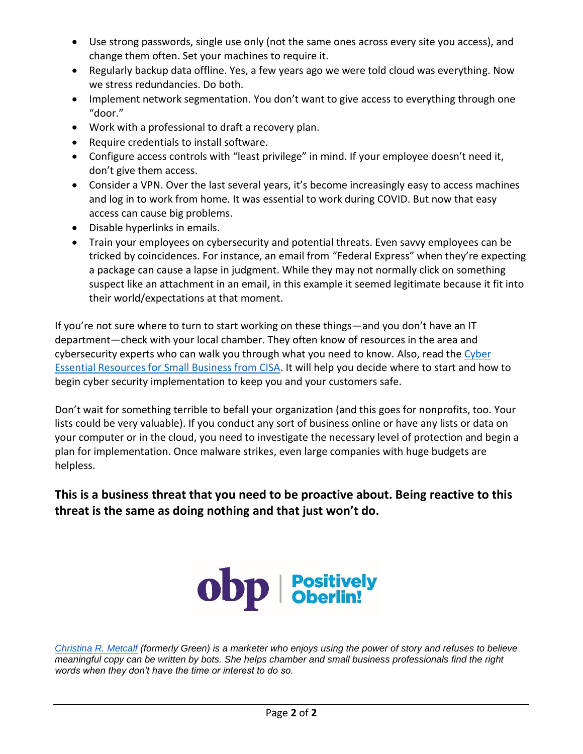- Use strong passwords, single use only (not the same ones across every site you access), and change them often. Set your machines to require it.
- Regularly backup data offline. Yes, a few years ago we were told cloud was everything. Now we stress redundancies. Do both.
- Implement network segmentation. You don't want to give access to everything through one "door."
- Work with a professional to draft a recovery plan.
- Require credentials to install software.
- Configure access controls with "least privilege" in mind. If your employee doesn't need it, don't give them access.
- Consider a VPN. Over the last several years, it's become increasingly easy to access machines and log in to work from home. It was essential to work during COVID. But now that easy access can cause big problems.
- Disable hyperlinks in emails.
- Train your employees on cybersecurity and potential threats. Even savvy employees can be tricked by coincidences. For instance, an email from "Federal Express" when they're expecting a package can cause a lapse in judgment. While they may not normally click on something suspect like an attachment in an email, in this example it seemed legitimate because it fit into their world/expectations at that moment.

If you're not sure where to turn to start working on these things—and you don't have an IT department—check with your local chamber. They often know of resources in the area and cybersecurity experts who can walk you through what you need to know. Also, read the Cyber Essential Resources for Small Business from CISA. It will help you decide where to start and how to begin cyber security implementation to keep you and your customers safe.

Don't wait for something terrible to befall your organization (and this goes for nonprofits, too. Your lists could be very valuable). If you conduct any sort of business online or have any lists or data on your computer or in the cloud, you need to investigate the necessary level of protection and begin a plan for implementation. Once malware strikes, even large companies with huge budgets are helpless.

**This is a business threat that you need to be proactive about. Being reactive to this threat is the same as doing nothing and that just won't do.**

obp | Positively Oberlin!

*Christina R. Metcalf (formerly Green) is a marketer who enjoys using the power of story and refuses to believe meaningful copy can be written by bots. She helps chamber and small business professionals find the right words when they don't have the time or interest to do so.*